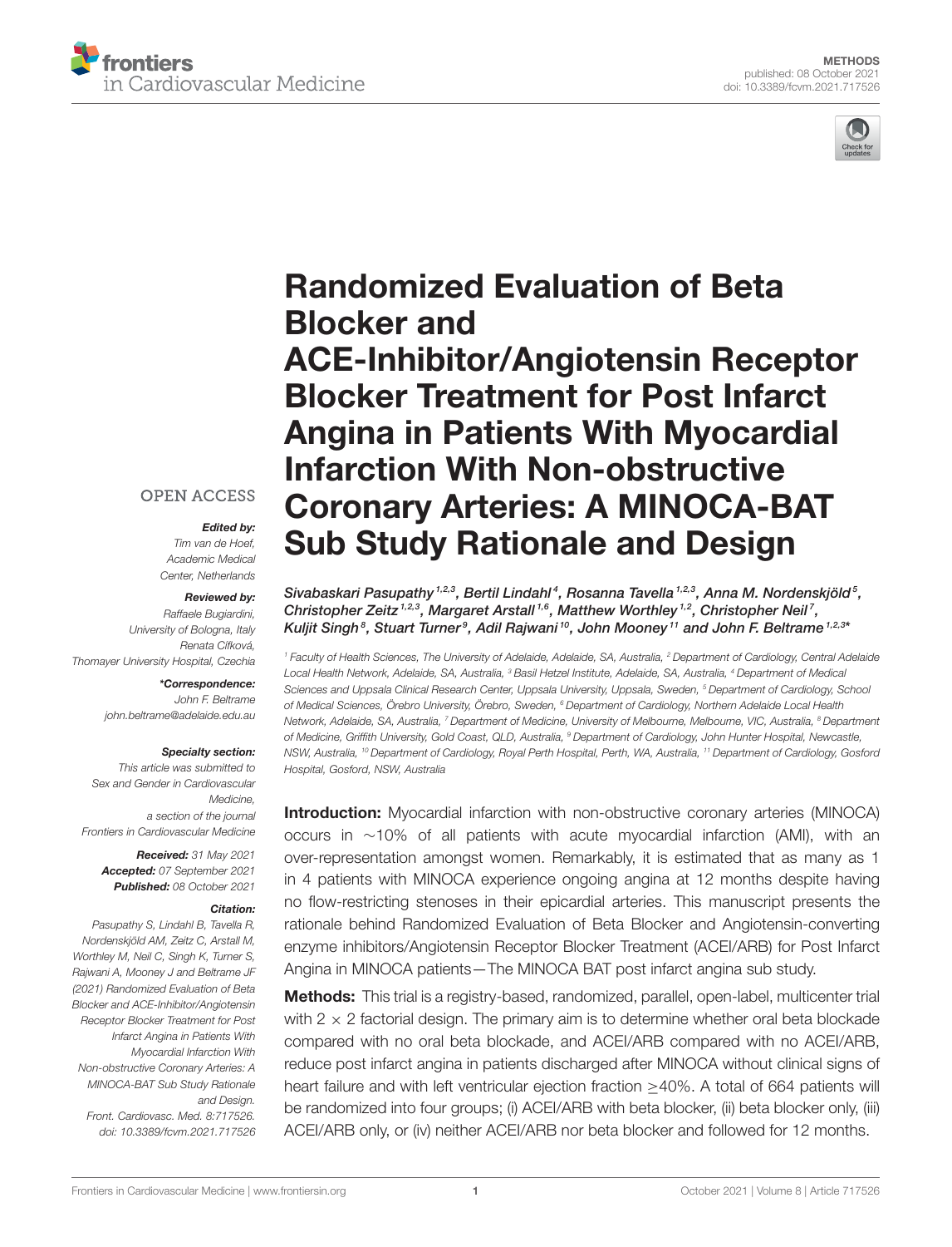METHODS

published: 08 October 2021

doi: 10.3389/fcvm.2021.717526

# Randomized Evaluation of Beta Blocker and ACE-Inhibitor/Angiotensin Receptor Blocker Treatment for Post Infarct Angina in Patients With Myocardial Infarction With Non-obstructive Coronary Arteries: A MINOCA-BAT Sub Study Rationale and Design

Sivabaskari Pasupathy[1,2,3], Bertil Lindahl[4], Rosanna Tavella[1,2,3], Anna M. Nordenskjöld[5], Christopher Zeitz[1,2,3], Margaret Arstall[1,6], Matthew Worthley[1,2], Christopher Neil[7], Kuljit Singh[8], Stuart Turner[9], Adil Rajwani[10], John Mooney[11] and John F. Beltrame[1,2,3]*

[1] Faculty of Health Sciences, The University of Adelaide, Adelaide, SA, Australia, [2] Department of Cardiology, Central Adelaide Local Health Network, Adelaide, SA, Australia, [3] Basil Hetzel Institute, Adelaide, SA, Australia, [4] Department of Medical Sciences and Uppsala Clinical Research Center, Uppsala University, Uppsala, Sweden, [5] Department of Cardiology, School of Medical Sciences, Örebro University, Örebro, Sweden, [6] Department of Cardiology, Northern Adelaide Local Health Network, Adelaide, SA, Australia, [7] Department of Medicine, University of Melbourne, Melbourne, VIC, Australia, [8] Department of Medicine, Griffith University, Gold Coast, QLD, Australia, [9] Department of Cardiology, John Hunter Hospital, Newcastle, NSW, Australia, [10] Department of Cardiology, Royal Perth Hospital, Perth, WA, Australia, [11] Department of Cardiology, Gosford Hospital, Gosford, NSW, Australia

OPEN ACCESS

***Edited by:***
*Tim van de Hoef, Academic Medical Center, Netherlands*

***Reviewed by:***
*Raffaele Bugiardini, University of Bologna, Italy*
*Renata Cífková, Thomayer University Hospital, Czechia*

***\*Correspondence:***
*John F. Beltrame*
*john.beltrame@adelaide.edu.au*

***Specialty section:***
*This article was submitted to Sex and Gender in Cardiovascular Medicine, a section of the journal Frontiers in Cardiovascular Medicine*

***Received:*** *31 May 2021*
***Accepted:*** *07 September 2021*
***Published:*** *08 October 2021*

***Citation:***
*Pasupathy S, Lindahl B, Tavella R, Nordenskjöld AM, Zeitz C, Arstall M, Worthley M, Neil C, Singh K, Turner S, Rajwani A, Mooney J and Beltrame JF (2021) Randomized Evaluation of Beta Blocker and ACE-Inhibitor/Angiotensin Receptor Blocker Treatment for Post Infarct Angina in Patients With Myocardial Infarction With Non-obstructive Coronary Arteries: A MINOCA-BAT Sub Study Rationale and Design. Front. Cardiovasc. Med. 8:717526. doi: 10.3389/fcvm.2021.717526*

**Introduction:** Myocardial infarction with non-obstructive coronary arteries (MINOCA) occurs in ∼10% of all patients with acute myocardial infarction (AMI), with an over-representation amongst women. Remarkably, it is estimated that as many as 1 in 4 patients with MINOCA experience ongoing angina at 12 months despite having no flow-restricting stenoses in their epicardial arteries. This manuscript presents the rationale behind Randomized Evaluation of Beta Blocker and Angiotensin-converting enzyme inhibitors/Angiotensin Receptor Blocker Treatment (ACEI/ARB) for Post Infarct Angina in MINOCA patients—The MINOCA BAT post infarct angina sub study.

**Methods:** This trial is a registry-based, randomized, parallel, open-label, multicenter trial with $2 \times 2$ factorial design. The primary aim is to determine whether oral beta blockade compared with no oral beta blockade, and ACEI/ARB compared with no ACEI/ARB, reduce post infarct angina in patients discharged after MINOCA without clinical signs of heart failure and with left ventricular ejection fraction ≥40%. A total of 664 patients will be randomized into four groups; (i) ACEI/ARB with beta blocker, (ii) beta blocker only, (iii) ACEI/ARB only, or (iv) neither ACEI/ARB nor beta blocker and followed for 12 months.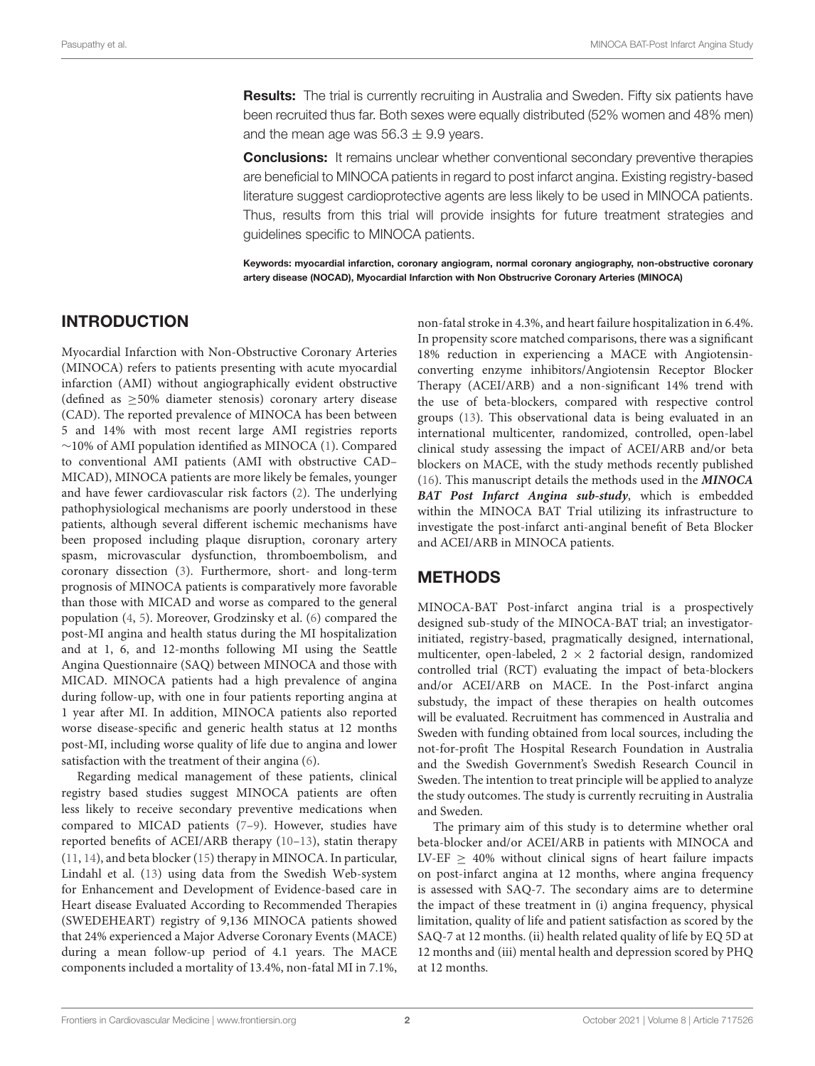**Results:** The trial is currently recruiting in Australia and Sweden. Fifty six patients have been recruited thus far. Both sexes were equally distributed (52% women and 48% men) and the mean age was $56.3 \pm 9.9$ years.

**Conclusions:** It remains unclear whether conventional secondary preventive therapies are beneficial to MINOCA patients in regard to post infarct angina. Existing registry-based literature suggest cardioprotective agents are less likely to be used in MINOCA patients. Thus, results from this trial will provide insights for future treatment strategies and guidelines specific to MINOCA patients.

**Keywords: myocardial infarction, coronary angiogram, normal coronary angiography, non-obstructive coronary artery disease (NOCAD), Myocardial Infarction with Non Obstrucrive Coronary Arteries (MINOCA)**

## INTRODUCTION

Myocardial Infarction with Non-Obstructive Coronary Arteries (MINOCA) refers to patients presenting with acute myocardial infarction (AMI) without angiographically evident obstructive (defined as $\geq$50% diameter stenosis) coronary artery disease (CAD). The reported prevalence of MINOCA has been between 5 and 14% with most recent large AMI registries reports ∼10% of AMI population identified as MINOCA (1). Compared to conventional AMI patients (AMI with obstructive CAD–MICAD), MINOCA patients are more likely be females, younger and have fewer cardiovascular risk factors (2). The underlying pathophysiological mechanisms are poorly understood in these patients, although several different ischemic mechanisms have been proposed including plaque disruption, coronary artery spasm, microvascular dysfunction, thromboembolism, and coronary dissection (3). Furthermore, short- and long-term prognosis of MINOCA patients is comparatively more favorable than those with MICAD and worse as compared to the general population (4, 5). Moreover, Grodzinsky et al. (6) compared the post-MI angina and health status during the MI hospitalization and at 1, 6, and 12-months following MI using the Seattle Angina Questionnaire (SAQ) between MINOCA and those with MICAD. MINOCA patients had a high prevalence of angina during follow-up, with one in four patients reporting angina at 1 year after MI. In addition, MINOCA patients also reported worse disease-specific and generic health status at 12 months post-MI, including worse quality of life due to angina and lower satisfaction with the treatment of their angina (6).

Regarding medical management of these patients, clinical registry based studies suggest MINOCA patients are often less likely to receive secondary preventive medications when compared to MICAD patients (7–9). However, studies have reported benefits of ACEI/ARB therapy (10–13), statin therapy (11, 14), and beta blocker (15) therapy in MINOCA. In particular, Lindahl et al. (13) using data from the Swedish Web-system for Enhancement and Development of Evidence-based care in Heart disease Evaluated According to Recommended Therapies (SWEDEHEART) registry of 9,136 MINOCA patients showed that 24% experienced a Major Adverse Coronary Events (MACE) during a mean follow-up period of 4.1 years. The MACE components included a mortality of 13.4%, non-fatal MI in 7.1%, non-fatal stroke in 4.3%, and heart failure hospitalization in 6.4%. In propensity score matched comparisons, there was a significant 18% reduction in experiencing a MACE with Angiotensin-converting enzyme inhibitors/Angiotensin Receptor Blocker Therapy (ACEI/ARB) and a non-significant 14% trend with the use of beta-blockers, compared with respective control groups (13). This observational data is being evaluated in an international multicenter, randomized, controlled, open-label clinical study assessing the impact of ACEI/ARB and/or beta blockers on MACE, with the study methods recently published (16). This manuscript details the methods used in the ***MINOCA BAT Post Infarct Angina sub-study***, which is embedded within the MINOCA BAT Trial utilizing its infrastructure to investigate the post-infarct anti-anginal benefit of Beta Blocker and ACEI/ARB in MINOCA patients.

## METHODS

MINOCA-BAT Post-infarct angina trial is a prospectively designed sub-study of the MINOCA-BAT trial; an investigator-initiated, registry-based, pragmatically designed, international, multicenter, open-labeled, $2 \times 2$ factorial design, randomized controlled trial (RCT) evaluating the impact of beta-blockers and/or ACEI/ARB on MACE. In the Post-infarct angina substudy, the impact of these therapies on health outcomes will be evaluated. Recruitment has commenced in Australia and Sweden with funding obtained from local sources, including the not-for-profit The Hospital Research Foundation in Australia and the Swedish Government's Swedish Research Council in Sweden. The intention to treat principle will be applied to analyze the study outcomes. The study is currently recruiting in Australia and Sweden.

The primary aim of this study is to determine whether oral beta-blocker and/or ACEI/ARB in patients with MINOCA and LV-EF $\geq$ 40% without clinical signs of heart failure impacts on post-infarct angina at 12 months, where angina frequency is assessed with SAQ-7. The secondary aims are to determine the impact of these treatment in (i) angina frequency, physical limitation, quality of life and patient satisfaction as scored by the SAQ-7 at 12 months. (ii) health related quality of life by EQ 5D at 12 months and (iii) mental health and depression scored by PHQ at 12 months.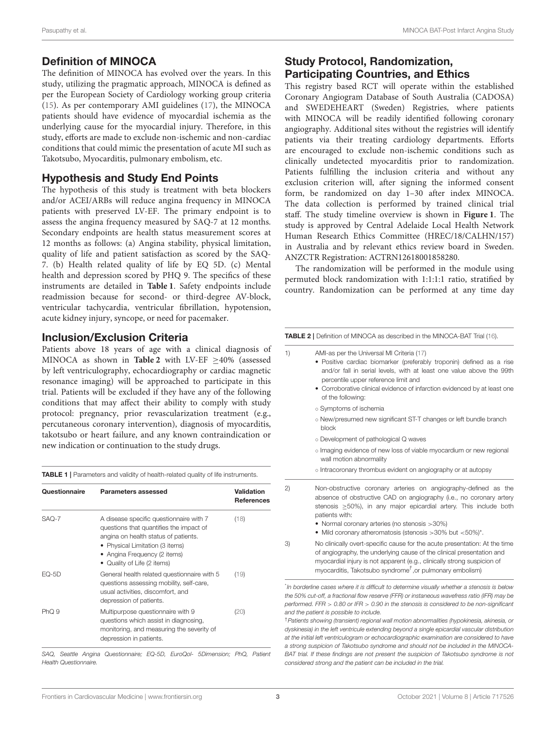## Definition of MINOCA

The definition of MINOCA has evolved over the years. In this study, utilizing the pragmatic approach, MINOCA is defined as per the European Society of Cardiology working group criteria (15). As per contemporary AMI guidelines (17), the MINOCA patients should have evidence of myocardial ischemia as the underlying cause for the myocardial injury. Therefore, in this study, efforts are made to exclude non-ischemic and non-cardiac conditions that could mimic the presentation of acute MI such as Takotsubo, Myocarditis, pulmonary embolism, etc.

## Hypothesis and Study End Points

The hypothesis of this study is treatment with beta blockers and/or ACEI/ARBs will reduce angina frequency in MINOCA patients with preserved LV-EF. The primary endpoint is to assess the angina frequency measured by SAQ-7 at 12 months. Secondary endpoints are health status measurement scores at 12 months as follows: (a) Angina stability, physical limitation, quality of life and patient satisfaction as scored by the SAQ-7. (b) Health related quality of life by EQ 5D. (c) Mental health and depression scored by PHQ 9. The specifics of these instruments are detailed in **Table 1**. Safety endpoints include readmission because for second- or third-degree AV-block, ventricular tachycardia, ventricular fibrillation, hypotension, acute kidney injury, syncope, or need for pacemaker.

## Inclusion/Exclusion Criteria

Patients above 18 years of age with a clinical diagnosis of MINOCA as shown in **Table 2** with LV-EF $\geq$40% (assessed by left ventriculography, echocardiography or cardiac magnetic resonance imaging) will be approached to participate in this trial. Patients will be excluded if they have any of the following conditions that may affect their ability to comply with study protocol: pregnancy, prior revascularization treatment (e.g., percutaneous coronary intervention), diagnosis of myocarditis, takotsubo or heart failure, and any known contraindication or new indication or continuation to the study drugs.

**TABLE 1** | Parameters and validity of health-related quality of life instruments.

| Questionnaire | Parameters assessed | Validation References |
|---|---|---|
| SAQ-7 | A disease specific questionnaire with 7 questions that quantifies the impact of angina on health status of patients.<br>• Physical Limitation (3 items)<br>• Angina Frequency (2 items)<br>• Quality of Life (2 items) | (18) |
| EQ-5D | General health related questionnaire with 5 questions assessing mobility, self-care, usual activities, discomfort, and depression of patients. | (19) |
| PhQ 9 | Multipurpose questionnaire with 9 questions which assist in diagnosing, monitoring, and measuring the severity of depression in patients. | (20) |

*SAQ, Seattle Angina Questionnaire; EQ-5D, EuroQol- 5Dimension; PhQ, Patient Health Questionnaire.*

## Study Protocol, Randomization, Participating Countries, and Ethics

This registry based RCT will operate within the established Coronary Angiogram Database of South Australia (CADOSA) and SWEDEHEART (Sweden) Registries, where patients with MINOCA will be readily identified following coronary angiography. Additional sites without the registries will identify patients via their treating cardiology departments. Efforts are encouraged to exclude non-ischemic conditions such as clinically undetected myocarditis prior to randomization. Patients fulfilling the inclusion criteria and without any exclusion criterion will, after signing the informed consent form, be randomized on day 1–30 after index MINOCA. The data collection is performed by trained clinical trial staff. The study timeline overview is shown in **Figure 1**. The study is approved by Central Adelaide Local Health Network Human Research Ethics Committee (HREC/18/CALHN/157) in Australia and by relevant ethics review board in Sweden. ANZCTR Registration: ACTRN12618001858280.

The randomization will be performed in the module using permuted block randomization with 1:1:1:1 ratio, stratified by country. Randomization can be performed at any time day

**TABLE 2** | Definition of MINOCA as described in the MINOCA-BAT Trial (16).

| | |
|---|---|
| 1) | AMI-as per the Universal MI Criteria (17)<br>• Positive cardiac biomarker (preferably troponin) defined as a rise and/or fall in serial levels, with at least one value above the 99th percentile upper reference limit and<br>• Corroborative clinical evidence of infarction evidenced by at least one of the following:<br>○ Symptoms of ischemia<br>○ New/presumed new significant ST-T changes or left bundle branch block<br>○ Development of pathological Q waves<br>○ Imaging evidence of new loss of viable myocardium or new regional wall motion abnormality<br>○ Intracoronary thrombus evident on angiography or at autopsy |
| 2) | Non-obstructive coronary arteries on angiography-defined as the absence of obstructive CAD on angiography (i.e., no coronary artery stenosis $\geq$50%), in any major epicardial artery. This include both patients with:<br>• Normal coronary arteries (no stenosis >30%)<br>• Mild coronary atheromatosis (stenosis >30% but <50%)* |
| 3) | No clinically overt-specific cause for the acute presentation: At the time of angiography, the underlying cause of the clinical presentation and myocardial injury is not apparent (e.g., clinically strong suspicion of myocarditis, Takotsubo syndrome†, or pulmonary embolism) |

*In borderline cases where it is difficult to determine visually whether a stenosis is below the 50% cut-off, a fractional flow reserve (FFR) or instaneous wavefress ratio (IFR) may be performed. FFR > 0.80 or IFR > 0.90 in the stenosis is considered to be non-significant and the patient is possible to include.*

†*Patients showing (transient) regional wall motion abnormalities (hypokinesia, akinesia, or dyskinesia) in the left ventricle extending beyond a single epicardial vascular distribution at the initial left ventriculogram or echocardiographic examination are considered to have a strong suspicion of Takotsubo syndrome and should not be included in the MINOCA-BAT trial. If these findings are not present the suspicion of Takotsubo syndrome is not considered strong and the patient can be included in the trial.*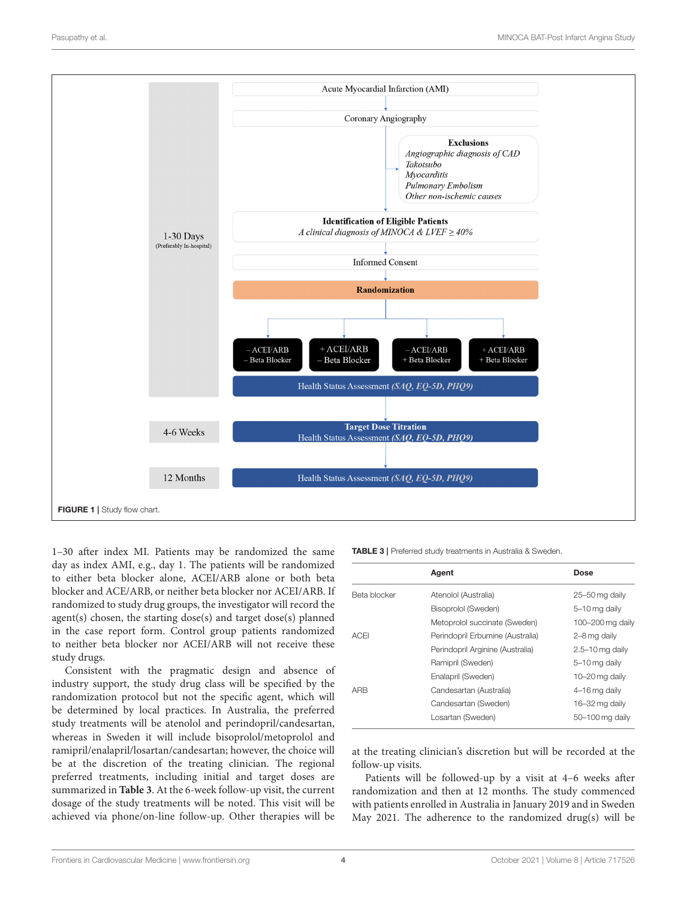FIGURE 1 | Study flow chart.

1–30 after index MI. Patients may be randomized the same day as index AMI, e.g., day 1. The patients will be randomized to either beta blocker alone, ACEI/ARB alone or both beta blocker and ACEI/ARB, or neither beta blocker nor ACEI/ARB. If randomized to study drug groups, the investigator will record the agent(s) chosen, the starting dose(s) and target dose(s) planned in the case report form. Control group patients randomized to neither beta blocker nor ACEI/ARB will not receive these study drugs.

Consistent with the pragmatic design and absence of industry support, the study drug class will be specified by the randomization protocol but not the specific agent, which will be determined by local practices. In Australia, the preferred study treatments will be atenolol and perindopril/candesartan, whereas in Sweden it will include bisoprolol/metoprolol and ramipril/enalapril/losartan/candesartan; however, the choice will be at the discretion of the treating clinician. The regional preferred treatments, including initial and target doses are summarized in **Table 3**. At the 6-week follow-up visit, the current dosage of the study treatments will be noted. This visit will be achieved via phone/on-line follow-up. Other therapies will be at the treating clinician's discretion but will be recorded at the follow-up visits.

**TABLE 3** | Preferred study treatments in Australia & Sweden.

| | Agent | Dose |
|---|---|---|
| Beta blocker | Atenolol (Australia) | 25–50 mg daily |
| | Bisoprolol (Sweden) | 5–10 mg daily |
| | Metoprolol succinate (Sweden) | 100–200 mg daily |
| ACEI | Perindopril Erbumine (Australia) | 2–8 mg daily |
| | Perindopril Arginine (Australia) | 2.5–10 mg daily |
| | Ramipril (Sweden) | 5–10 mg daily |
| | Enalapril (Sweden) | 10–20 mg daily |
| ARB | Candesartan (Australia) | 4–16 mg daily |
| | Candesartan (Sweden) | 16–32 mg daily |
| | Losartan (Sweden) | 50–100 mg daily |

Patients will be followed-up by a visit at 4–6 weeks after randomization and then at 12 months. The study commenced with patients enrolled in Australia in January 2019 and in Sweden May 2021. The adherence to the randomized drug(s) will be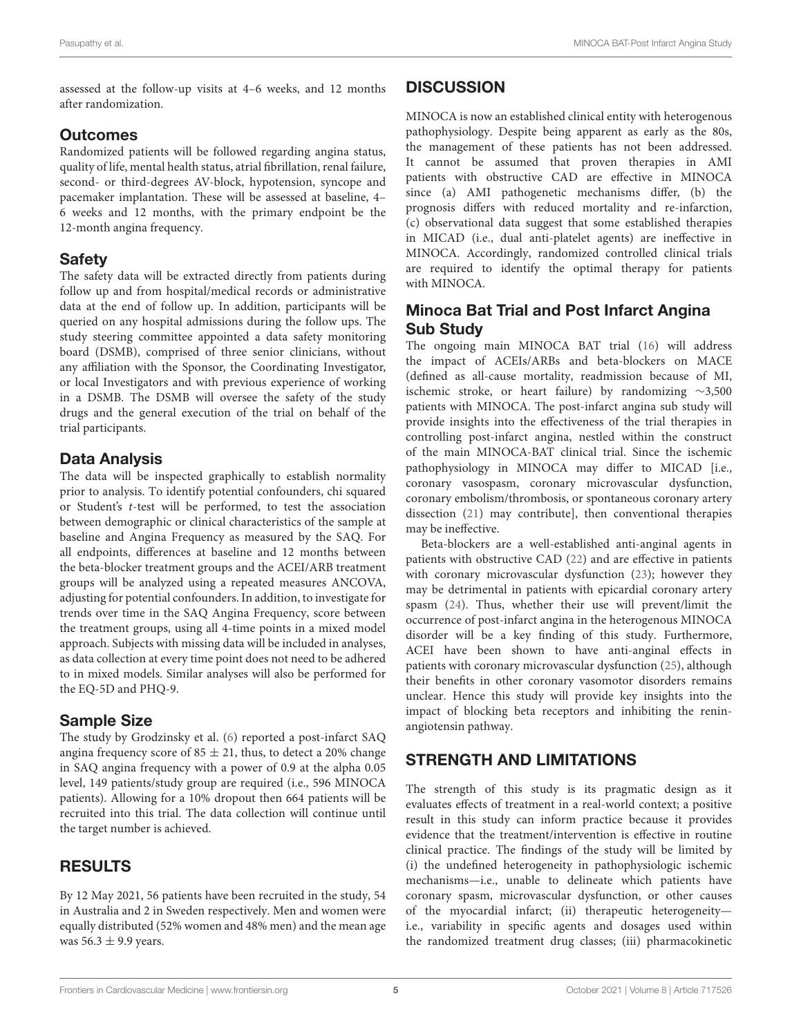assessed at the follow-up visits at 4–6 weeks, and 12 months after randomization.

### Outcomes

Randomized patients will be followed regarding angina status, quality of life, mental health status, atrial fibrillation, renal failure, second- or third-degrees AV-block, hypotension, syncope and pacemaker implantation. These will be assessed at baseline, 4–6 weeks and 12 months, with the primary endpoint be the 12-month angina frequency.

### Safety

The safety data will be extracted directly from patients during follow up and from hospital/medical records or administrative data at the end of follow up. In addition, participants will be queried on any hospital admissions during the follow ups. The study steering committee appointed a data safety monitoring board (DSMB), comprised of three senior clinicians, without any affiliation with the Sponsor, the Coordinating Investigator, or local Investigators and with previous experience of working in a DSMB. The DSMB will oversee the safety of the study drugs and the general execution of the trial on behalf of the trial participants.

### Data Analysis

The data will be inspected graphically to establish normality prior to analysis. To identify potential confounders, chi squared or Student's *t*-test will be performed, to test the association between demographic or clinical characteristics of the sample at baseline and Angina Frequency as measured by the SAQ. For all endpoints, differences at baseline and 12 months between the beta-blocker treatment groups and the ACEI/ARB treatment groups will be analyzed using a repeated measures ANCOVA, adjusting for potential confounders. In addition, to investigate for trends over time in the SAQ Angina Frequency, score between the treatment groups, using all 4-time points in a mixed model approach. Subjects with missing data will be included in analyses, as data collection at every time point does not need to be adhered to in mixed models. Similar analyses will also be performed for the EQ-5D and PHQ-9.

### Sample Size

The study by Grodzinsky et al. (6) reported a post-infarct SAQ angina frequency score of $85 \pm 21$, thus, to detect a 20% change in SAQ angina frequency with a power of 0.9 at the alpha 0.05 level, 149 patients/study group are required (i.e., 596 MINOCA patients). Allowing for a 10% dropout then 664 patients will be recruited into this trial. The data collection will continue until the target number is achieved.

## RESULTS

By 12 May 2021, 56 patients have been recruited in the study, 54 in Australia and 2 in Sweden respectively. Men and women were equally distributed (52% women and 48% men) and the mean age was $56.3 \pm 9.9$ years.

## DISCUSSION

MINOCA is now an established clinical entity with heterogenous pathophysiology. Despite being apparent as early as the 80s, the management of these patients has not been addressed. It cannot be assumed that proven therapies in AMI patients with obstructive CAD are effective in MINOCA since (a) AMI pathogenetic mechanisms differ, (b) the prognosis differs with reduced mortality and re-infarction, (c) observational data suggest that some established therapies in MICAD (i.e., dual anti-platelet agents) are ineffective in MINOCA. Accordingly, randomized controlled clinical trials are required to identify the optimal therapy for patients with MINOCA.

### Minoca Bat Trial and Post Infarct Angina Sub Study

The ongoing main MINOCA BAT trial (16) will address the impact of ACEIs/ARBs and beta-blockers on MACE (defined as all-cause mortality, readmission because of MI, ischemic stroke, or heart failure) by randomizing ∼3,500 patients with MINOCA. The post-infarct angina sub study will provide insights into the effectiveness of the trial therapies in controlling post-infarct angina, nestled within the construct of the main MINOCA-BAT clinical trial. Since the ischemic pathophysiology in MINOCA may differ to MICAD [i.e., coronary vasospasm, coronary microvascular dysfunction, coronary embolism/thrombosis, or spontaneous coronary artery dissection (21) may contribute], then conventional therapies may be ineffective.

Beta-blockers are a well-established anti-anginal agents in patients with obstructive CAD (22) and are effective in patients with coronary microvascular dysfunction (23); however they may be detrimental in patients with epicardial coronary artery spasm (24). Thus, whether their use will prevent/limit the occurrence of post-infarct angina in the heterogenous MINOCA disorder will be a key finding of this study. Furthermore, ACEI have been shown to have anti-anginal effects in patients with coronary microvascular dysfunction (25), although their benefits in other coronary vasomotor disorders remains unclear. Hence this study will provide key insights into the impact of blocking beta receptors and inhibiting the renin-angiotensin pathway.

## STRENGTH AND LIMITATIONS

The strength of this study is its pragmatic design as it evaluates effects of treatment in a real-world context; a positive result in this study can inform practice because it provides evidence that the treatment/intervention is effective in routine clinical practice. The findings of the study will be limited by (i) the undefined heterogeneity in pathophysiologic ischemic mechanisms—i.e., unable to delineate which patients have coronary spasm, microvascular dysfunction, or other causes of the myocardial infarct; (ii) therapeutic heterogeneity—i.e., variability in specific agents and dosages used within the randomized treatment drug classes; (iii) pharmacokinetic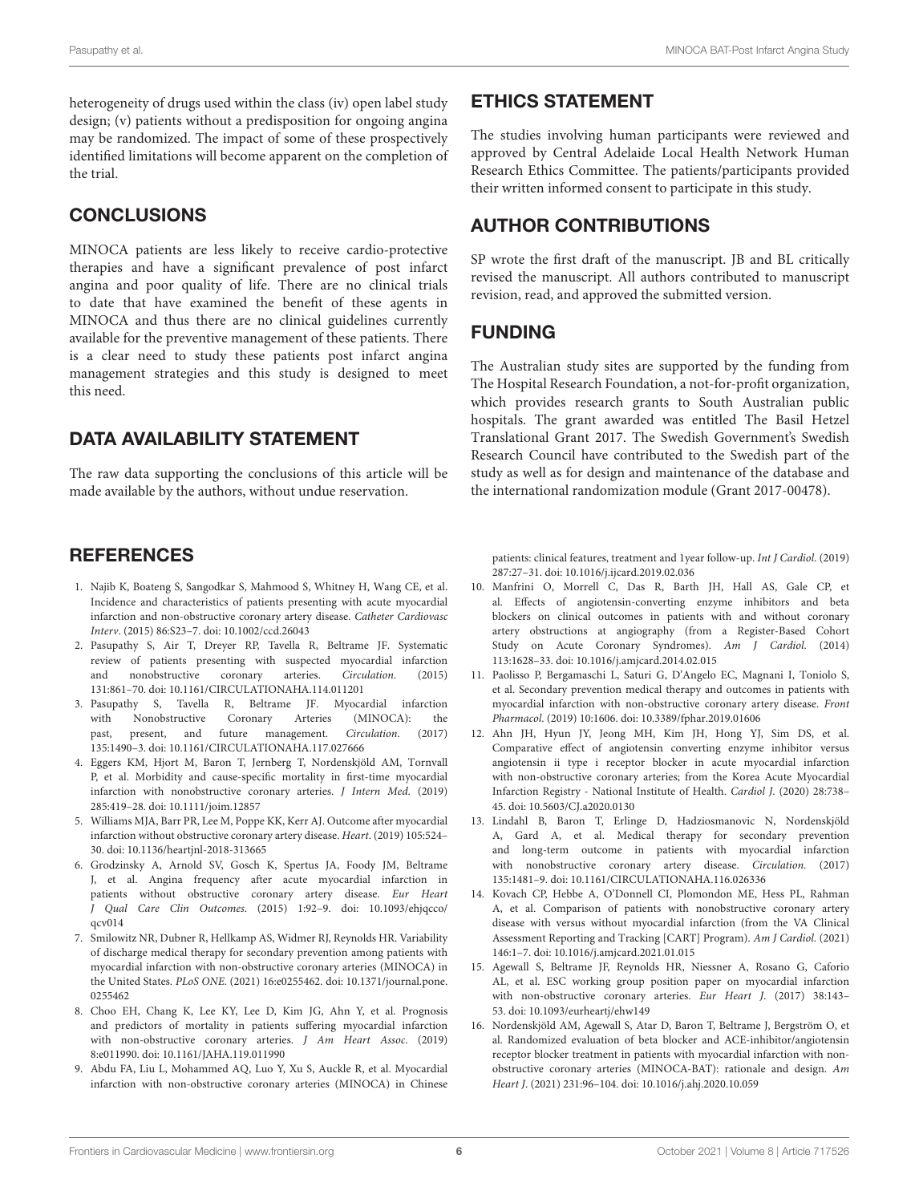heterogeneity of drugs used within the class (iv) open label study design; (v) patients without a predisposition for ongoing angina may be randomized. The impact of some of these prospectively identified limitations will become apparent on the completion of the trial.

## CONCLUSIONS

MINOCA patients are less likely to receive cardio-protective therapies and have a significant prevalence of post infarct angina and poor quality of life. There are no clinical trials to date that have examined the benefit of these agents in MINOCA and thus there are no clinical guidelines currently available for the preventive management of these patients. There is a clear need to study these patients post infarct angina management strategies and this study is designed to meet this need.

## DATA AVAILABILITY STATEMENT

The raw data supporting the conclusions of this article will be made available by the authors, without undue reservation.

## ETHICS STATEMENT

The studies involving human participants were reviewed and approved by Central Adelaide Local Health Network Human Research Ethics Committee. The patients/participants provided their written informed consent to participate in this study.

## AUTHOR CONTRIBUTIONS

SP wrote the first draft of the manuscript. JB and BL critically revised the manuscript. All authors contributed to manuscript revision, read, and approved the submitted version.

## FUNDING

The Australian study sites are supported by the funding from The Hospital Research Foundation, a not-for-profit organization, which provides research grants to South Australian public hospitals. The grant awarded was entitled The Basil Hetzel Translational Grant 2017. The Swedish Government's Swedish Research Council have contributed to the Swedish part of the study as well as for design and maintenance of the database and the international randomization module (Grant 2017-00478).

## REFERENCES

1. Najib K, Boateng S, Sangodkar S, Mahmood S, Whitney H, Wang CE, et al. Incidence and characteristics of patients presenting with acute myocardial infarction and non-obstructive coronary artery disease. *Catheter Cardiovasc Interv*. (2015) 86:S23–7. doi: 10.1002/ccd.26043
2. Pasupathy S, Air T, Dreyer RP, Tavella R, Beltrame JF. Systematic review of patients presenting with suspected myocardial infarction and nonobstructive coronary arteries. *Circulation*. (2015) 131:861–70. doi: 10.1161/CIRCULATIONAHA.114.011201
3. Pasupathy S, Tavella R, Beltrame JF. Myocardial infarction with Nonobstructive Coronary Arteries (MINOCA): the past, present, and future management. *Circulation*. (2017) 135:1490–3. doi: 10.1161/CIRCULATIONAHA.117.027666
4. Eggers KM, Hjort M, Baron T, Jernberg T, Nordenskjöld AM, Tornvall P, et al. Morbidity and cause-specific mortality in first-time myocardial infarction with nonobstructive coronary arteries. *J Intern Med*. (2019) 285:419–28. doi: 10.1111/joim.12857
5. Williams MJA, Barr PR, Lee M, Poppe KK, Kerr AJ. Outcome after myocardial infarction without obstructive coronary artery disease. *Heart*. (2019) 105:524–30. doi: 10.1136/heartjnl-2018-313665
6. Grodzinsky A, Arnold SV, Gosch K, Spertus JA, Foody JM, Beltrame J, et al. Angina frequency after acute myocardial infarction in patients without obstructive coronary artery disease. *Eur Heart J Qual Care Clin Outcomes*. (2015) 1:92–9. doi: 10.1093/ehjqcco/qcv014
7. Smilowitz NR, Dubner R, Hellkamp AS, Widmer RJ, Reynolds HR. Variability of discharge medical therapy for secondary prevention among patients with myocardial infarction with non-obstructive coronary arteries (MINOCA) in the United States. *PLoS ONE*. (2021) 16:e0255462. doi: 10.1371/journal.pone.0255462
8. Choo EH, Chang K, Lee KY, Lee D, Kim JG, Ahn Y, et al. Prognosis and predictors of mortality in patients suffering myocardial infarction with non-obstructive coronary arteries. *J Am Heart Assoc*. (2019) 8:e011990. doi: 10.1161/JAHA.119.011990
9. Abdu FA, Liu L, Mohammed AQ, Luo Y, Xu S, Auckle R, et al. Myocardial infarction with non-obstructive coronary arteries (MINOCA) in Chinese patients: clinical features, treatment and 1year follow-up. *Int J Cardiol*. (2019) 287:27–31. doi: 10.1016/j.ijcard.2019.02.036
10. Manfrini O, Morrell C, Das R, Barth JH, Hall AS, Gale CP, et al. Effects of angiotensin-converting enzyme inhibitors and beta blockers on clinical outcomes in patients with and without coronary artery obstructions at angiography (from a Register-Based Cohort Study on Acute Coronary Syndromes). *Am J Cardiol*. (2014) 113:1628–33. doi: 10.1016/j.amjcard.2014.02.015
11. Paolisso P, Bergamaschi L, Saturi G, D'Angelo EC, Magnani I, Toniolo S, et al. Secondary prevention medical therapy and outcomes in patients with myocardial infarction with non-obstructive coronary artery disease. *Front Pharmacol*. (2019) 10:1606. doi: 10.3389/fphar.2019.01606
12. Ahn JH, Hyun JY, Jeong MH, Kim JH, Hong YJ, Sim DS, et al. Comparative effect of angiotensin converting enzyme inhibitor versus angiotensin ii type i receptor blocker in acute myocardial infarction with non-obstructive coronary arteries; from the Korea Acute Myocardial Infarction Registry - National Institute of Health. *Cardiol J*. (2020) 28:738–45. doi: 10.5603/CJ.a2020.0130
13. Lindahl B, Baron T, Erlinge D, Hadziosmanovic N, Nordenskjöld A, Gard A, et al. Medical therapy for secondary prevention and long-term outcome in patients with myocardial infarction with nonobstructive coronary artery disease. *Circulation*. (2017) 135:1481–9. doi: 10.1161/CIRCULATIONAHA.116.026336
14. Kovach CP, Hebbe A, O'Donnell CI, Plomondon ME, Hess PL, Rahman A, et al. Comparison of patients with nonobstructive coronary artery disease with versus without myocardial infarction (from the VA Clinical Assessment Reporting and Tracking [CART] Program). *Am J Cardiol*. (2021) 146:1–7. doi: 10.1016/j.amjcard.2021.01.015
15. Agewall S, Beltrame JF, Reynolds HR, Niessner A, Rosano G, Caforio AL, et al. ESC working group position paper on myocardial infarction with non-obstructive coronary arteries. *Eur Heart J*. (2017) 38:143–53. doi: 10.1093/eurheartj/ehw149
16. Nordenskjöld AM, Agewall S, Atar D, Baron T, Beltrame J, Bergström O, et al. Randomized evaluation of beta blocker and ACE-inhibitor/angiotensin receptor blocker treatment in patients with myocardial infarction with non-obstructive coronary arteries (MINOCA-BAT): rationale and design. *Am Heart J*. (2021) 231:96–104. doi: 10.1016/j.ahj.2020.10.059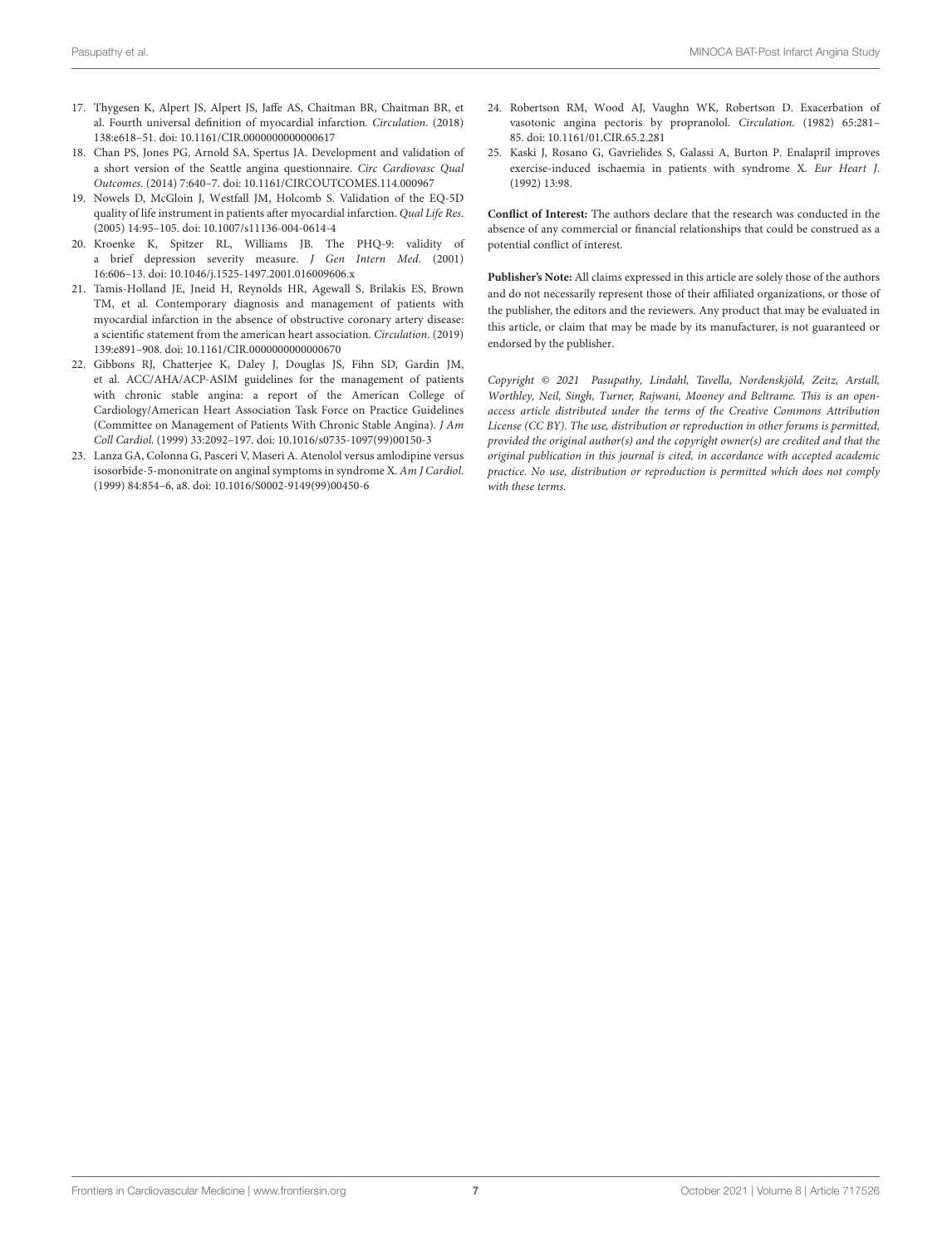17. Thygesen K, Alpert JS, Alpert JS, Jaffe AS, Chaitman BR, Chaitman BR, et al. Fourth universal definition of myocardial infarction. *Circulation*. (2018) 138:e618–51. doi: 10.1161/CIR.0000000000000617
18. Chan PS, Jones PG, Arnold SA, Spertus JA. Development and validation of a short version of the Seattle angina questionnaire. *Circ Cardiovasc Qual Outcomes*. (2014) 7:640–7. doi: 10.1161/CIRCOUTCOMES.114.000967
19. Nowels D, McGloin J, Westfall JM, Holcomb S. Validation of the EQ-5D quality of life instrument in patients after myocardial infarction. *Qual Life Res*. (2005) 14:95–105. doi: 10.1007/s11136-004-0614-4
20. Kroenke K, Spitzer RL, Williams JB. The PHQ-9: validity of a brief depression severity measure. *J Gen Intern Med*. (2001) 16:606–13. doi: 10.1046/j.1525-1497.2001.016009606.x
21. Tamis-Holland JE, Jneid H, Reynolds HR, Agewall S, Brilakis ES, Brown TM, et al. Contemporary diagnosis and management of patients with myocardial infarction in the absence of obstructive coronary artery disease: a scientific statement from the american heart association. *Circulation*. (2019) 139:e891–908. doi: 10.1161/CIR.0000000000000670
22. Gibbons RJ, Chatterjee K, Daley J, Douglas JS, Fihn SD, Gardin JM, et al. ACC/AHA/ACP-ASIM guidelines for the management of patients with chronic stable angina: a report of the American College of Cardiology/American Heart Association Task Force on Practice Guidelines (Committee on Management of Patients With Chronic Stable Angina). *J Am Coll Cardiol*. (1999) 33:2092–197. doi: 10.1016/s0735-1097(99)00150-3
23. Lanza GA, Colonna G, Pasceri V, Maseri A. Atenolol versus amlodipine versus isosorbide-5-mononitrate on anginal symptoms in syndrome X. *Am J Cardiol*. (1999) 84:854–6, a8. doi: 10.1016/S0002-9149(99)00450-6
24. Robertson RM, Wood AJ, Vaughn WK, Robertson D. Exacerbation of vasotonic angina pectoris by propranolol. *Circulation*. (1982) 65:281–85. doi: 10.1161/01.CIR.65.2.281
25. Kaski J, Rosano G, Gavrielides S, Galassi A, Burton P. Enalapril improves exercise-induced ischaemia in patients with syndrome X. *Eur Heart J*. (1992) 13:98.

**Conflict of Interest:** The authors declare that the research was conducted in the absence of any commercial or financial relationships that could be construed as a potential conflict of interest.

**Publisher's Note:** All claims expressed in this article are solely those of the authors and do not necessarily represent those of their affiliated organizations, or those of the publisher, the editors and the reviewers. Any product that may be evaluated in this article, or claim that may be made by its manufacturer, is not guaranteed or endorsed by the publisher.

*Copyright © 2021 Pasupathy, Lindahl, Tavella, Nordenskjöld, Zeitz, Arstall, Worthley, Neil, Singh, Turner, Rajwani, Mooney and Beltrame. This is an open-access article distributed under the terms of the Creative Commons Attribution License (CC BY). The use, distribution or reproduction in other forums is permitted, provided the original author(s) and the copyright owner(s) are credited and that the original publication in this journal is cited, in accordance with accepted academic practice. No use, distribution or reproduction is permitted which does not comply with these terms.*